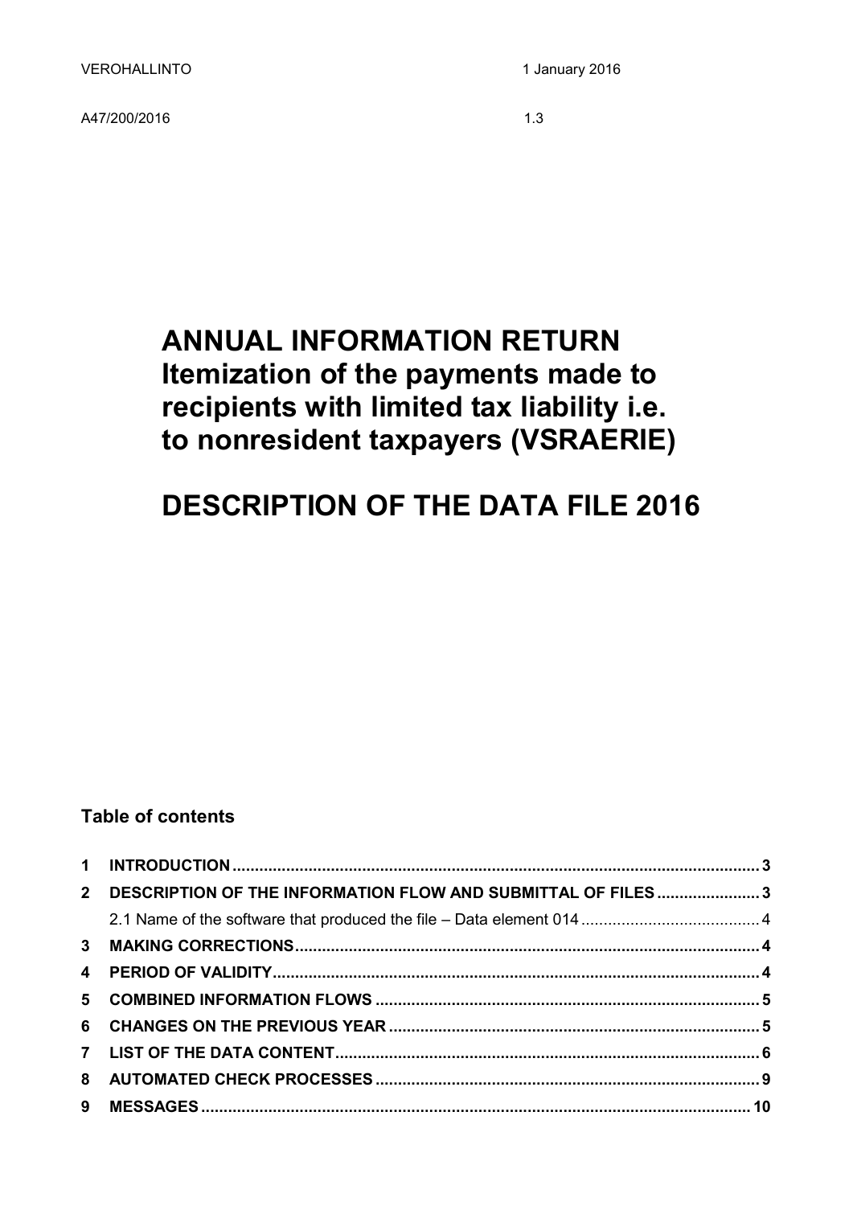VEROHALLINTO 1 January 2016

A47/200/2016 1.3

# ANNUAL INFORMATION RETURN Itemization of the payments made to recipients with limited tax liability i.e. to nonresident taxpayers (VSRAERIE)

# DESCRIPTION OF THE DATA FILE 2016

**Table of contents**

| | | |
|---|---|---|
| **1** | **INTRODUCTION** | **3** |
| **2** | **DESCRIPTION OF THE INFORMATION FLOW AND SUBMITTAL OF FILES** | **3** |
| | 2.1 Name of the software that produced the file – Data element 014 | 4 |
| **3** | **MAKING CORRECTIONS** | **4** |
| **4** | **PERIOD OF VALIDITY** | **4** |
| **5** | **COMBINED INFORMATION FLOWS** | **5** |
| **6** | **CHANGES ON THE PREVIOUS YEAR** | **5** |
| **7** | **LIST OF THE DATA CONTENT** | **6** |
| **8** | **AUTOMATED CHECK PROCESSES** | **9** |
| **9** | **MESSAGES** | **10** |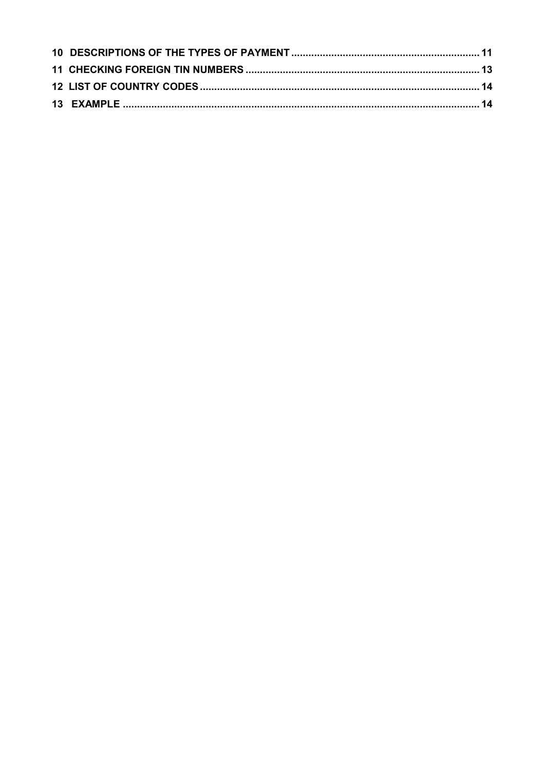10 DESCRIPTIONS OF THE TYPES OF PAYMENT .................................................................. 11

11 CHECKING FOREIGN TIN NUMBERS .................................................................................. 13

12 LIST OF COUNTRY CODES .................................................................................................. 14

13 EXAMPLE ............................................................................................................................. 14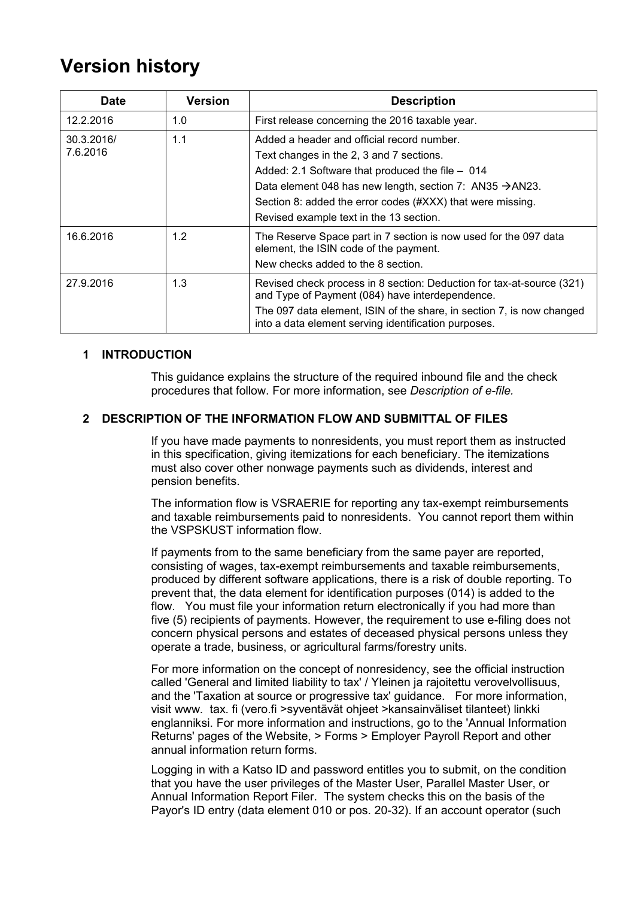# Version history

| Date | Version | Description |
| --- | --- | --- |
| 12.2.2016 | 1.0 | First release concerning the 2016 taxable year. |
| 30.3.2016/ 7.6.2016 | 1.1 | Added a header and official record number.<br>Text changes in the 2, 3 and 7 sections.<br>Added: 2.1 Software that produced the file – 014<br>Data element 048 has new length, section 7: AN35 →AN23.<br>Section 8: added the error codes (#XXX) that were missing.<br>Revised example text in the 13 section. |
| 16.6.2016 | 1.2 | The Reserve Space part in 7 section is now used for the 097 data element, the ISIN code of the payment.<br>New checks added to the 8 section. |
| 27.9.2016 | 1.3 | Revised check process in 8 section: Deduction for tax-at-source (321) and Type of Payment (084) have interdependence.<br>The 097 data element, ISIN of the share, in section 7, is now changed into a data element serving identification purposes. |

## 1 INTRODUCTION

This guidance explains the structure of the required inbound file and the check procedures that follow. For more information, see *Description of e-file.*

## 2 DESCRIPTION OF THE INFORMATION FLOW AND SUBMITTAL OF FILES

If you have made payments to nonresidents, you must report them as instructed in this specification, giving itemizations for each beneficiary. The itemizations must also cover other nonwage payments such as dividends, interest and pension benefits.

The information flow is VSRAERIE for reporting any tax-exempt reimbursements and taxable reimbursements paid to nonresidents. You cannot report them within the VSPSKUST information flow.

If payments from to the same beneficiary from the same payer are reported, consisting of wages, tax-exempt reimbursements and taxable reimbursements, produced by different software applications, there is a risk of double reporting. To prevent that, the data element for identification purposes (014) is added to the flow. You must file your information return electronically if you had more than five (5) recipients of payments. However, the requirement to use e-filing does not concern physical persons and estates of deceased physical persons unless they operate a trade, business, or agricultural farms/forestry units.

For more information on the concept of nonresidency, see the official instruction called 'General and limited liability to tax' / Yleinen ja rajoitettu verovelvollisuus, and the 'Taxation at source or progressive tax' guidance. For more information, visit www. tax. fi (vero.fi >syventävät ohjeet >kansainväliset tilanteet) linkki englanniksi. For more information and instructions, go to the 'Annual Information Returns' pages of the Website, > Forms > Employer Payroll Report and other annual information return forms.

Logging in with a Katso ID and password entitles you to submit, on the condition that you have the user privileges of the Master User, Parallel Master User, or Annual Information Report Filer. The system checks this on the basis of the Payor's ID entry (data element 010 or pos. 20-32). If an account operator (such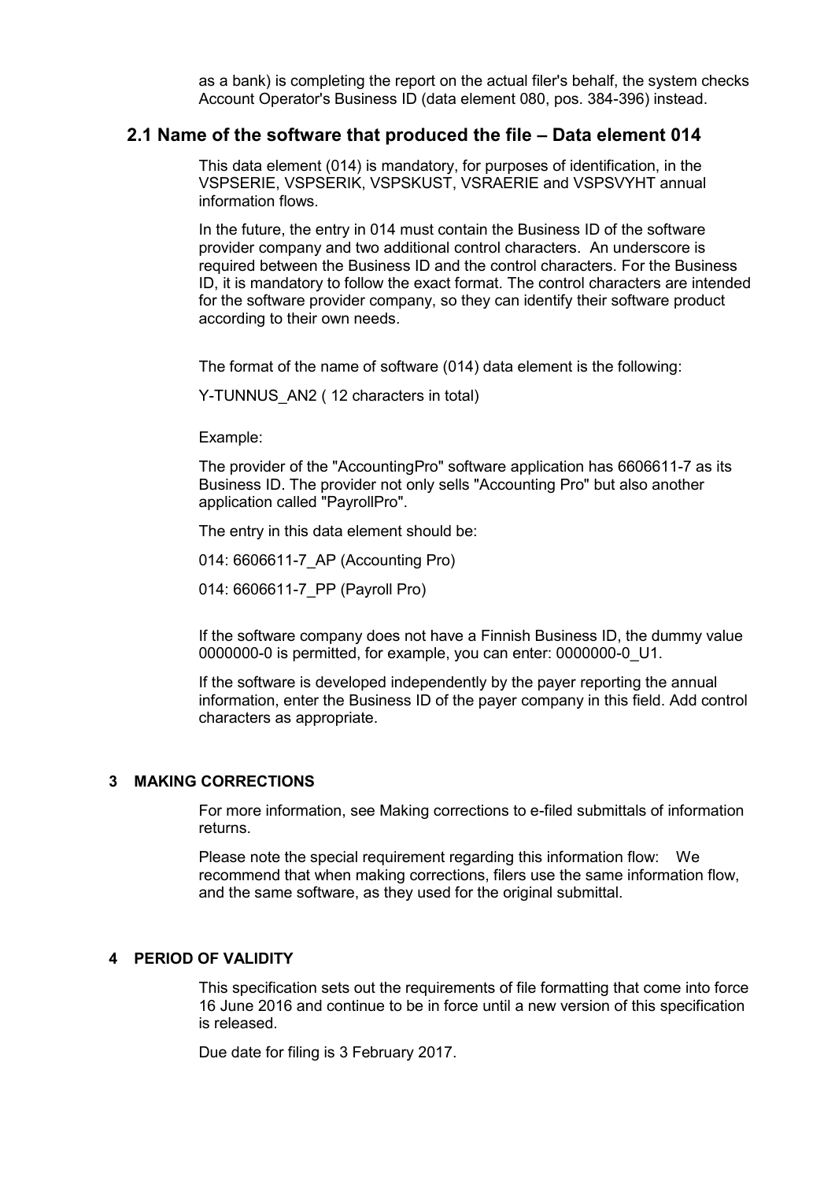as a bank) is completing the report on the actual filer's behalf, the system checks Account Operator's Business ID (data element 080, pos. 384-396) instead.

## 2.1 Name of the software that produced the file – Data element 014

This data element (014) is mandatory, for purposes of identification, in the VSPSERIE, VSPSERIK, VSPSKUST, VSRAERIE and VSPSVYHT annual information flows.

In the future, the entry in 014 must contain the Business ID of the software provider company and two additional control characters. An underscore is required between the Business ID and the control characters. For the Business ID, it is mandatory to follow the exact format. The control characters are intended for the software provider company, so they can identify their software product according to their own needs.

The format of the name of software (014) data element is the following:

Y-TUNNUS_AN2 ( 12 characters in total)

Example:

The provider of the "AccountingPro" software application has 6606611-7 as its Business ID. The provider not only sells "Accounting Pro" but also another application called "PayrollPro".

The entry in this data element should be:

014: 6606611-7_AP (Accounting Pro)

014: 6606611-7_PP (Payroll Pro)

If the software company does not have a Finnish Business ID, the dummy value 0000000-0 is permitted, for example, you can enter: 0000000-0_U1.

If the software is developed independently by the payer reporting the annual information, enter the Business ID of the payer company in this field. Add control characters as appropriate.

## 3 MAKING CORRECTIONS

For more information, see Making corrections to e-filed submittals of information returns.

Please note the special requirement regarding this information flow: We recommend that when making corrections, filers use the same information flow, and the same software, as they used for the original submittal.

## 4 PERIOD OF VALIDITY

This specification sets out the requirements of file formatting that come into force 16 June 2016 and continue to be in force until a new version of this specification is released.

Due date for filing is 3 February 2017.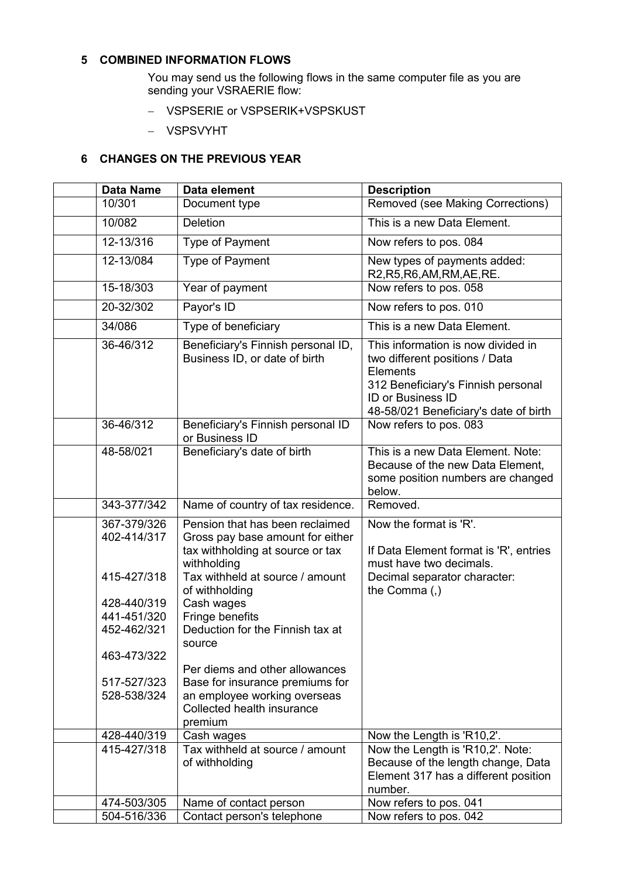## 5 COMBINED INFORMATION FLOWS

You may send us the following flows in the same computer file as you are sending your VSRAERIE flow:

- VSPSERIE or VSPSERIK+VSPSKUST
- VSPSVYHT

## 6 CHANGES ON THE PREVIOUS YEAR

| Data Name | Data element | Description |
|---|---|---|
| 10/301 | Document type | Removed (see Making Corrections) |
| 10/082 | Deletion | This is a new Data Element. |
| 12-13/316 | Type of Payment | Now refers to pos. 084 |
| 12-13/084 | Type of Payment | New types of payments added: R2,R5,R6,AM,RM,AE,RE. |
| 15-18/303 | Year of payment | Now refers to pos. 058 |
| 20-32/302 | Payor's ID | Now refers to pos. 010 |
| 34/086 | Type of beneficiary | This is a new Data Element. |
| 36-46/312 | Beneficiary's Finnish personal ID, Business ID, or date of birth | This information is now divided in two different positions / Data Elements<br>312 Beneficiary's Finnish personal ID or Business ID<br>48-58/021 Beneficiary's date of birth |
| 36-46/312 | Beneficiary's Finnish personal ID or Business ID | Now refers to pos. 083 |
| 48-58/021 | Beneficiary's date of birth | This is a new Data Element. Note: Because of the new Data Element, some position numbers are changed below. |
| 343-377/342 | Name of country of tax residence. | Removed. |
| 367-379/326<br>402-414/317<br><br>415-427/318<br><br>428-440/319<br>441-451/320<br>452-462/321<br><br>463-473/322<br><br>517-527/323<br>528-538/324 | Pension that has been reclaimed<br>Gross pay base amount for either tax withholding at source or tax withholding<br>Tax withheld at source / amount of withholding<br>Cash wages<br>Fringe benefits<br>Deduction for the Finnish tax at source<br>Per diems and other allowances<br>Base for insurance premiums for an employee working overseas<br>Collected health insurance premium | Now the format is 'R'.<br><br>If Data Element format is 'R', entries must have two decimals.<br>Decimal separator character: the Comma (,) |
| 428-440/319 | Cash wages | Now the Length is 'R10,2'. |
| 415-427/318 | Tax withheld at source / amount of withholding | Now the Length is 'R10,2'. Note: Because of the length change, Data Element 317 has a different position number. |
| 474-503/305 | Name of contact person | Now refers to pos. 041 |
| 504-516/336 | Contact person's telephone | Now refers to pos. 042 |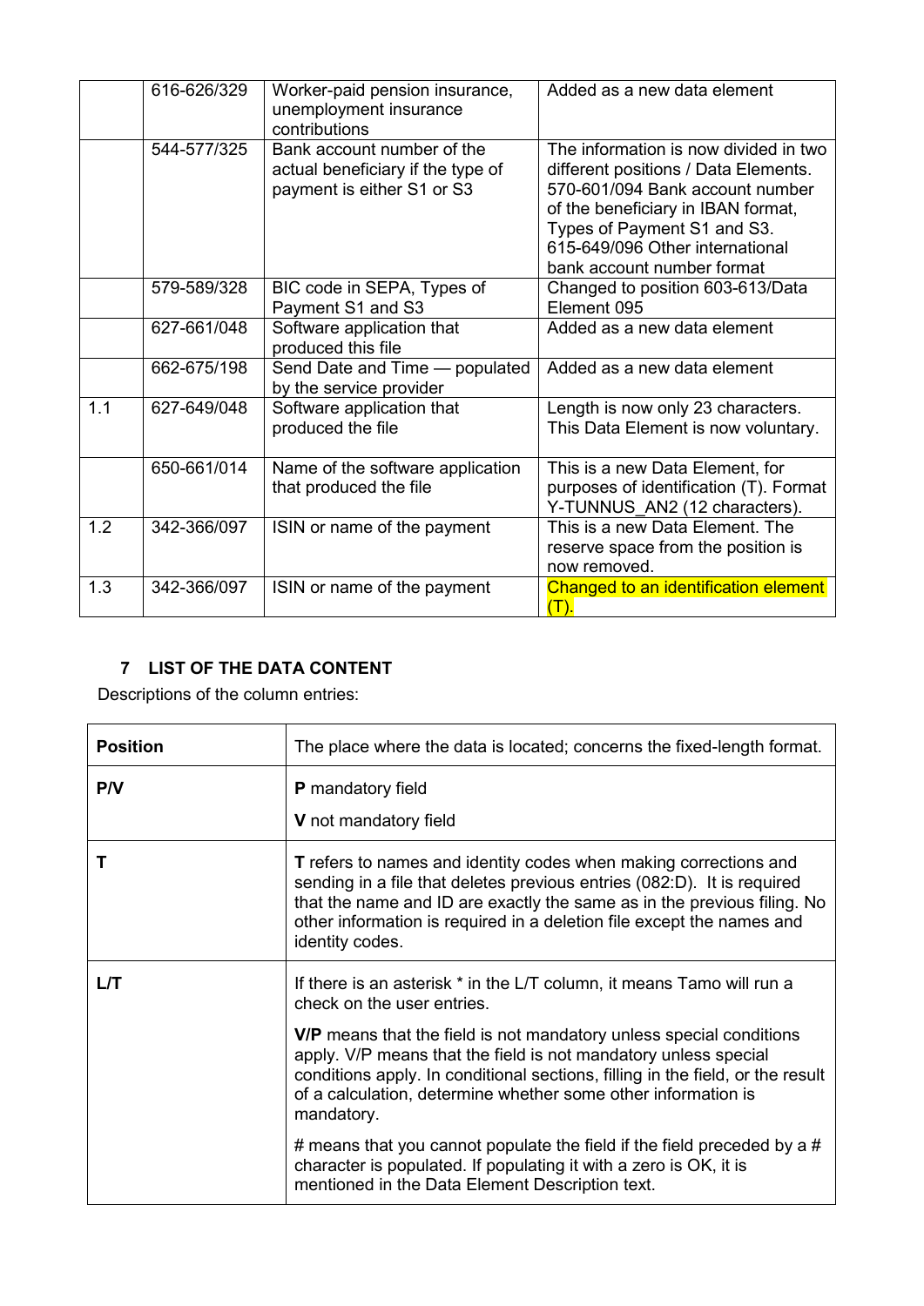| | | | |
|---|---|---|---|
| | 616-626/329 | Worker-paid pension insurance, unemployment insurance contributions | Added as a new data element |
| | 544-577/325 | Bank account number of the actual beneficiary if the type of payment is either S1 or S3 | The information is now divided in two different positions / Data Elements. 570-601/094 Bank account number of the beneficiary in IBAN format, Types of Payment S1 and S3. 615-649/096 Other international bank account number format |
| | 579-589/328 | BIC code in SEPA, Types of Payment S1 and S3 | Changed to position 603-613/Data Element 095 |
| | 627-661/048 | Software application that produced this file | Added as a new data element |
| | 662-675/198 | Send Date and Time — populated by the service provider | Added as a new data element |
| 1.1 | 627-649/048 | Software application that produced the file | Length is now only 23 characters. This Data Element is now voluntary. |
| | 650-661/014 | Name of the software application that produced the file | This is a new Data Element, for purposes of identification (T). Format Y-TUNNUS_AN2 (12 characters). |
| 1.2 | 342-366/097 | ISIN or name of the payment | This is a new Data Element. The reserve space from the position is now removed. |
| 1.3 | 342-366/097 | ISIN or name of the payment | Changed to an identification element (T). |

## 7 LIST OF THE DATA CONTENT

Descriptions of the column entries:

| | |
|---|---|
| **Position** | The place where the data is located; concerns the fixed-length format. |
| **P/V** | **P** mandatory field<br><br>**V** not mandatory field |
| **T** | **T** refers to names and identity codes when making corrections and sending in a file that deletes previous entries (082:D). It is required that the name and ID are exactly the same as in the previous filing. No other information is required in a deletion file except the names and identity codes. |
| **L/T** | If there is an asterisk * in the L/T column, it means Tamo will run a check on the user entries.<br><br>**V/P** means that the field is not mandatory unless special conditions apply. V/P means that the field is not mandatory unless special conditions apply. In conditional sections, filling in the field, or the result of a calculation, determine whether some other information is mandatory.<br><br># means that you cannot populate the field if the field preceded by a # character is populated. If populating it with a zero is OK, it is mentioned in the Data Element Description text. |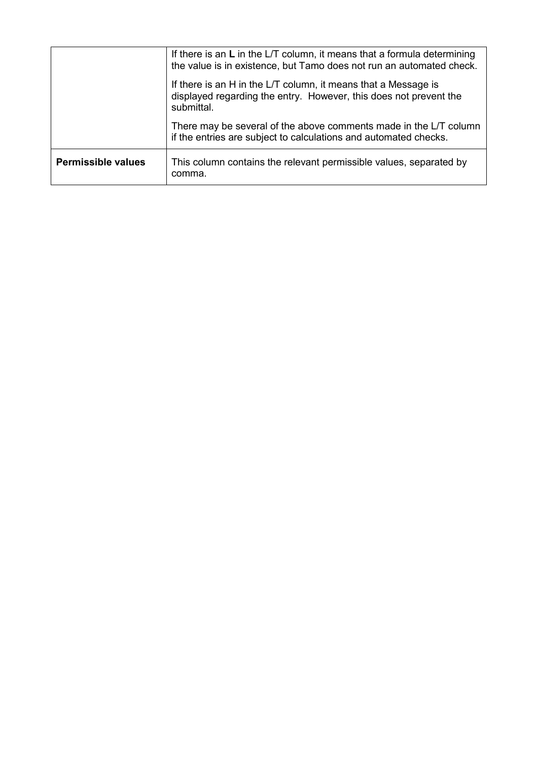|  |  |
| --- | --- |
|  | If there is an **L** in the L/T column, it means that a formula determining the value is in existence, but Tamo does not run an automated check.<br><br>If there is an H in the L/T column, it means that a Message is displayed regarding the entry.  However, this does not prevent the submittal.<br><br>There may be several of the above comments made in the L/T column if the entries are subject to calculations and automated checks. |
| **Permissible values** | This column contains the relevant permissible values, separated by comma. |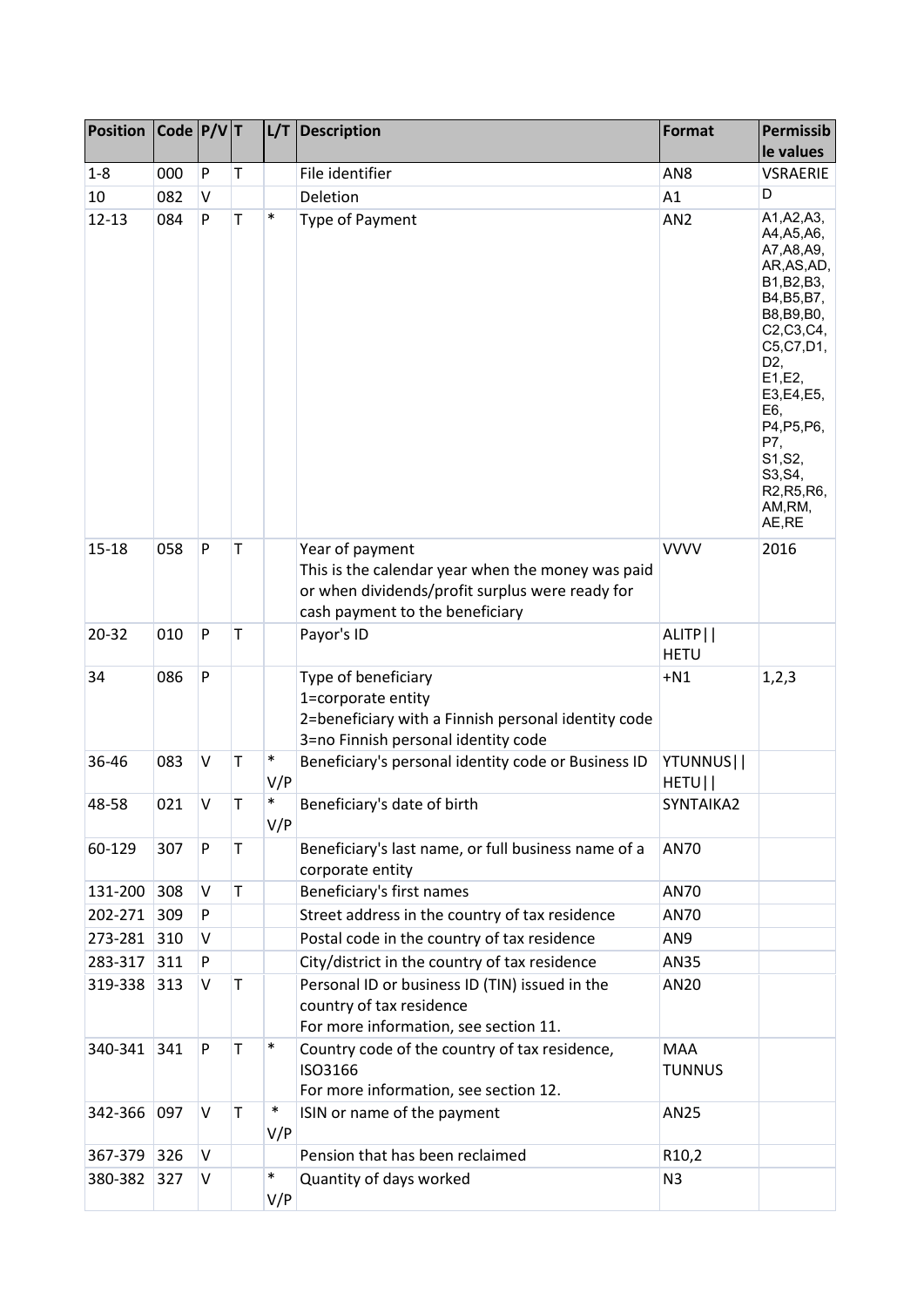| Position | Code | P/V | T | L/T | Description | Format | Permissible values |
|---|---|---|---|---|---|---|---|
| 1-8 | 000 | P | T | | File identifier | AN8 | VSRAERIE |
| 10 | 082 | V | | | Deletion | A1 | D |
| 12-13 | 084 | P | T | * | Type of Payment | AN2 | A1,A2,A3, A4,A5,A6, A7,A8,A9, AR,AS,AD, B1,B2,B3, B4,B5,B7, B8,B9,B0, C2,C3,C4, C5,C7,D1, D2, E1,E2, E3,E4,E5, E6, P4,P5,P6, P7, S1,S2, S3,S4, R2,R5,R6, AM,RM, AE,RE |
| 15-18 | 058 | P | T | | Year of payment<br>This is the calendar year when the money was paid or when dividends/profit surplus were ready for cash payment to the beneficiary | VVVV | 2016 |
| 20-32 | 010 | P | T | | Payor's ID | ALITP\|\|<br>HETU | |
| 34 | 086 | P | | | Type of beneficiary<br>1=corporate entity<br>2=beneficiary with a Finnish personal identity code<br>3=no Finnish personal identity code | +N1 | 1,2,3 |
| 36-46 | 083 | V | T | *<br>V/P | Beneficiary's personal identity code or Business ID | YTUNNUS\|\|<br>HETU\|\| | |
| 48-58 | 021 | V | T | *<br>V/P | Beneficiary's date of birth | SYNTAIKA2 | |
| 60-129 | 307 | P | T | | Beneficiary's last name, or full business name of a corporate entity | AN70 | |
| 131-200 | 308 | V | T | | Beneficiary's first names | AN70 | |
| 202-271 | 309 | P | | | Street address in the country of tax residence | AN70 | |
| 273-281 | 310 | V | | | Postal code in the country of tax residence | AN9 | |
| 283-317 | 311 | P | | | City/district in the country of tax residence | AN35 | |
| 319-338 | 313 | V | T | | Personal ID or business ID (TIN) issued in the country of tax residence<br>For more information, see section 11. | AN20 | |
| 340-341 | 341 | P | T | * | Country code of the country of tax residence, ISO3166<br>For more information, see section 12. | MAA<br>TUNNUS | |
| 342-366 | 097 | V | T | *<br>V/P | ISIN or name of the payment | AN25 | |
| 367-379 | 326 | V | | | Pension that has been reclaimed | R10,2 | |
| 380-382 | 327 | V | | *<br>V/P | Quantity of days worked | N3 | |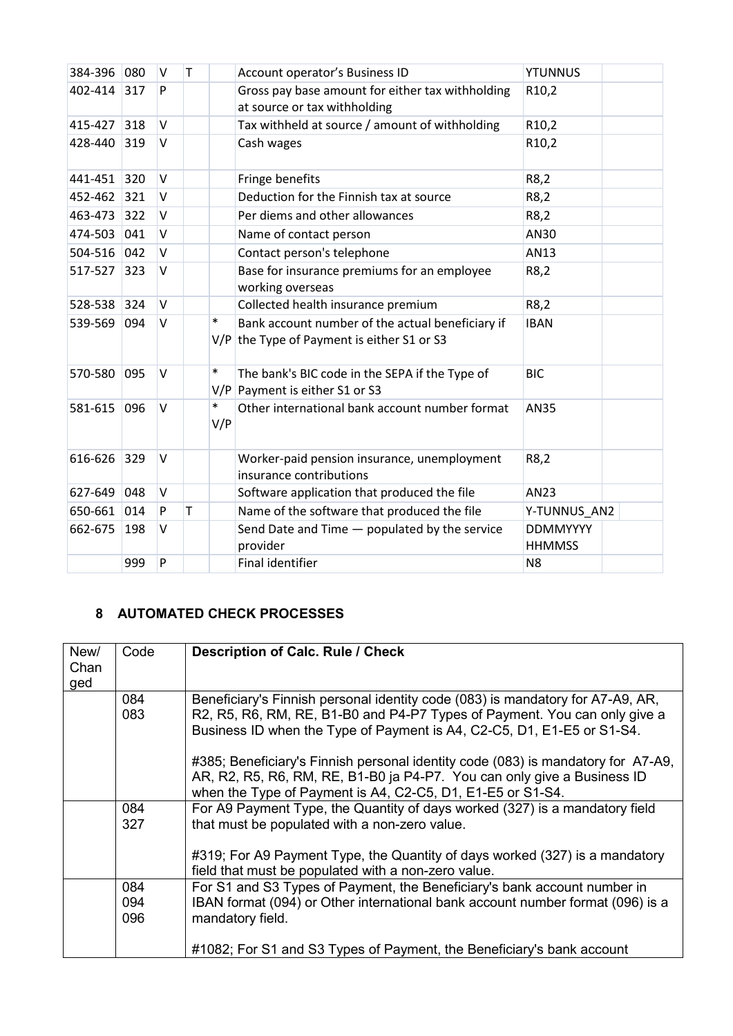| | | | | | | | |
|---|---|---|---|---|---|---|---|
| 384-396 | 080 | V | T | | Account operator's Business ID | YTUNNUS | |
| 402-414 | 317 | P | | | Gross pay base amount for either tax withholding at source or tax withholding | R10,2 | |
| 415-427 | 318 | V | | | Tax withheld at source / amount of withholding | R10,2 | |
| 428-440 | 319 | V | | | Cash wages | R10,2 | |
| 441-451 | 320 | V | | | Fringe benefits | R8,2 | |
| 452-462 | 321 | V | | | Deduction for the Finnish tax at source | R8,2 | |
| 463-473 | 322 | V | | | Per diems and other allowances | R8,2 | |
| 474-503 | 041 | V | | | Name of contact person | AN30 | |
| 504-516 | 042 | V | | | Contact person's telephone | AN13 | |
| 517-527 | 323 | V | | | Base for insurance premiums for an employee working overseas | R8,2 | |
| 528-538 | 324 | V | | | Collected health insurance premium | R8,2 | |
| 539-569 | 094 | V | | * V/P | Bank account number of the actual beneficiary if the Type of Payment is either S1 or S3 | IBAN | |
| 570-580 | 095 | V | | * V/P | The bank's BIC code in the SEPA if the Type of Payment is either S1 or S3 | BIC | |
| 581-615 | 096 | V | | * V/P | Other international bank account number format | AN35 | |
| 616-626 | 329 | V | | | Worker-paid pension insurance, unemployment insurance contributions | R8,2 | |
| 627-649 | 048 | V | | | Software application that produced the file | AN23 | |
| 650-661 | 014 | P | T | | Name of the software that produced the file | Y-TUNNUS_AN2 | |
| 662-675 | 198 | V | | | Send Date and Time — populated by the service provider | DDMMYYYY HHMMSS | |
| | 999 | P | | | Final identifier | N8 | |

## 8 AUTOMATED CHECK PROCESSES

| New/ Changed | Code | Description of Calc. Rule / Check |
|---|---|---|
| | 084<br>083 | Beneficiary's Finnish personal identity code (083) is mandatory for A7-A9, AR, R2, R5, R6, RM, RE, B1-B0 and P4-P7 Types of Payment. You can only give a Business ID when the Type of Payment is A4, C2-C5, D1, E1-E5 or S1-S4.<br><br>#385; Beneficiary's Finnish personal identity code (083) is mandatory for A7-A9, AR, R2, R5, R6, RM, RE, B1-B0 ja P4-P7. You can only give a Business ID when the Type of Payment is A4, C2-C5, D1, E1-E5 or S1-S4. |
| | 084<br>327 | For A9 Payment Type, the Quantity of days worked (327) is a mandatory field that must be populated with a non-zero value.<br><br>#319; For A9 Payment Type, the Quantity of days worked (327) is a mandatory field that must be populated with a non-zero value. |
| | 084<br>094<br>096 | For S1 and S3 Types of Payment, the Beneficiary's bank account number in IBAN format (094) or Other international bank account number format (096) is a mandatory field.<br><br>#1082; For S1 and S3 Types of Payment, the Beneficiary's bank account |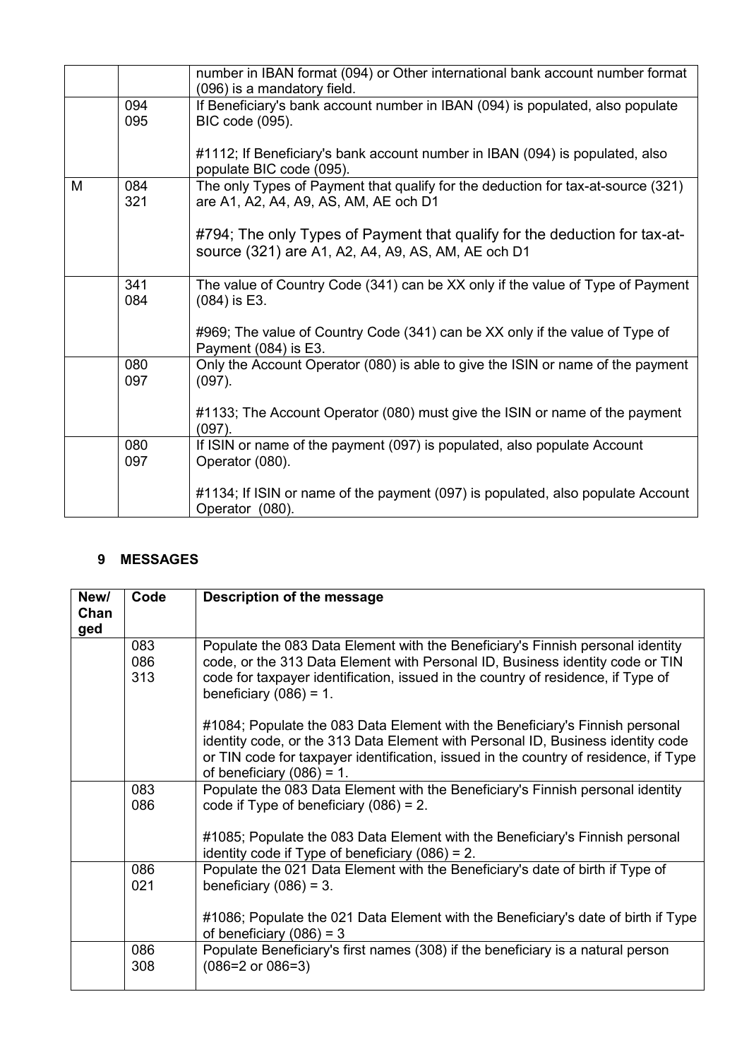|  |  | number in IBAN format (094) or Other international bank account number format (096) is a mandatory field. |
| --- | --- | --- |
|  | 094<br>095 | If Beneficiary's bank account number in IBAN (094) is populated, also populate BIC code (095).<br><br>#1112; If Beneficiary's bank account number in IBAN (094) is populated, also populate BIC code (095). |
| M | 084<br>321 | The only Types of Payment that qualify for the deduction for tax-at-source (321) are A1, A2, A4, A9, AS, AM, AE och D1<br><br>#794; The only Types of Payment that qualify for the deduction for tax-at-source (321) are A1, A2, A4, A9, AS, AM, AE och D1 |
|  | 341<br>084 | The value of Country Code (341) can be XX only if the value of Type of Payment (084) is E3.<br><br>#969; The value of Country Code (341) can be XX only if the value of Type of Payment (084) is E3. |
|  | 080<br>097 | Only the Account Operator (080) is able to give the ISIN or name of the payment (097).<br><br>#1133; The Account Operator (080) must give the ISIN or name of the payment (097). |
|  | 080<br>097 | If ISIN or name of the payment (097) is populated, also populate Account Operator (080).<br><br>#1134; If ISIN or name of the payment (097) is populated, also populate Account Operator (080). |

## 9 MESSAGES

| New/ Changed | Code | Description of the message |
| --- | --- | --- |
|  | 083<br>086<br>313 | Populate the 083 Data Element with the Beneficiary's Finnish personal identity code, or the 313 Data Element with Personal ID, Business identity code or TIN code for taxpayer identification, issued in the country of residence, if Type of beneficiary (086) = 1.<br><br>#1084; Populate the 083 Data Element with the Beneficiary's Finnish personal identity code, or the 313 Data Element with Personal ID, Business identity code or TIN code for taxpayer identification, issued in the country of residence, if Type of beneficiary (086) = 1. |
|  | 083<br>086 | Populate the 083 Data Element with the Beneficiary's Finnish personal identity code if Type of beneficiary (086) = 2.<br><br>#1085; Populate the 083 Data Element with the Beneficiary's Finnish personal identity code if Type of beneficiary (086) = 2. |
|  | 086<br>021 | Populate the 021 Data Element with the Beneficiary's date of birth if Type of beneficiary (086) = 3.<br><br>#1086; Populate the 021 Data Element with the Beneficiary's date of birth if Type of beneficiary (086) = 3 |
|  | 086<br>308 | Populate Beneficiary's first names (308) if the beneficiary is a natural person (086=2 or 086=3) |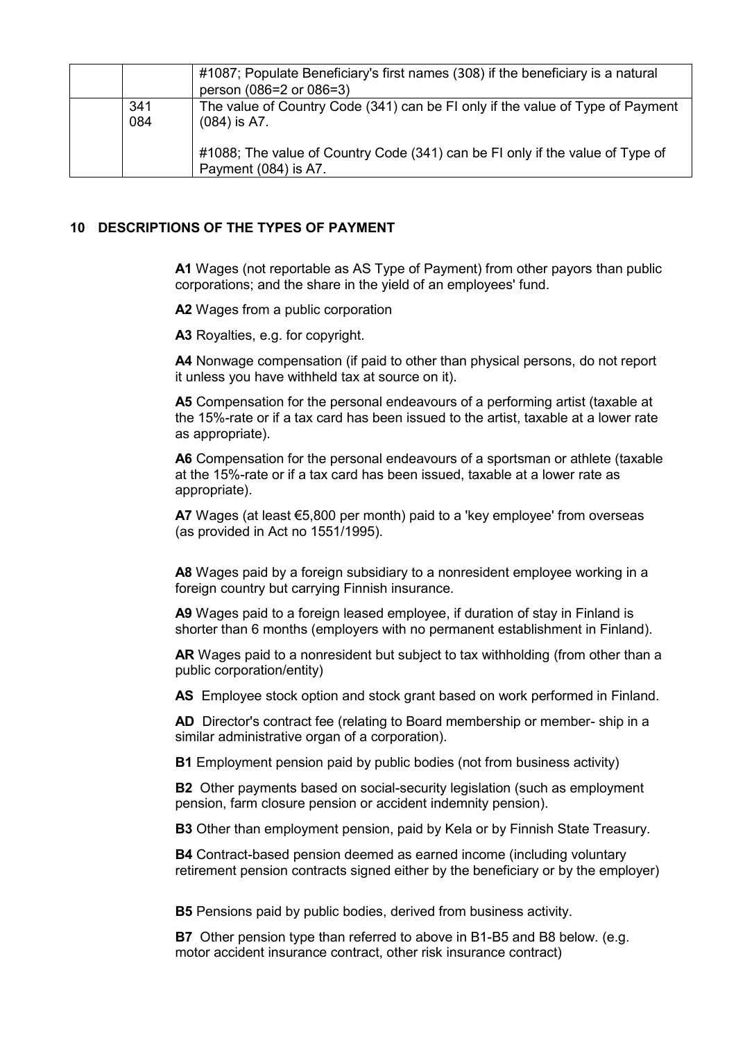|  |  |  |
|---|---|---|
|  |  | #1087; Populate Beneficiary's first names (308) if the beneficiary is a natural person (086=2 or 086=3) |
|  | 341<br>084 | The value of Country Code (341) can be FI only if the value of Type of Payment (084) is A7.<br><br>#1088; The value of Country Code (341) can be FI only if the value of Type of Payment (084) is A7. |

## 10 DESCRIPTIONS OF THE TYPES OF PAYMENT

**A1** Wages (not reportable as AS Type of Payment) from other payors than public corporations; and the share in the yield of an employees' fund.

**A2** Wages from a public corporation

**A3** Royalties, e.g. for copyright.

**A4** Nonwage compensation (if paid to other than physical persons, do not report it unless you have withheld tax at source on it).

**A5** Compensation for the personal endeavours of a performing artist (taxable at the 15%-rate or if a tax card has been issued to the artist, taxable at a lower rate as appropriate).

**A6** Compensation for the personal endeavours of a sportsman or athlete (taxable at the 15%-rate or if a tax card has been issued, taxable at a lower rate as appropriate).

**A7** Wages (at least €5,800 per month) paid to a 'key employee' from overseas (as provided in Act no 1551/1995).

**A8** Wages paid by a foreign subsidiary to a nonresident employee working in a foreign country but carrying Finnish insurance.

**A9** Wages paid to a foreign leased employee, if duration of stay in Finland is shorter than 6 months (employers with no permanent establishment in Finland).

**AR** Wages paid to a nonresident but subject to tax withholding (from other than a public corporation/entity)

**AS** Employee stock option and stock grant based on work performed in Finland.

**AD** Director's contract fee (relating to Board membership or member- ship in a similar administrative organ of a corporation).

**B1** Employment pension paid by public bodies (not from business activity)

**B2** Other payments based on social-security legislation (such as employment pension, farm closure pension or accident indemnity pension).

**B3** Other than employment pension, paid by Kela or by Finnish State Treasury.

**B4** Contract-based pension deemed as earned income (including voluntary retirement pension contracts signed either by the beneficiary or by the employer)

**B5** Pensions paid by public bodies, derived from business activity.

**B7** Other pension type than referred to above in B1-B5 and B8 below. (e.g. motor accident insurance contract, other risk insurance contract)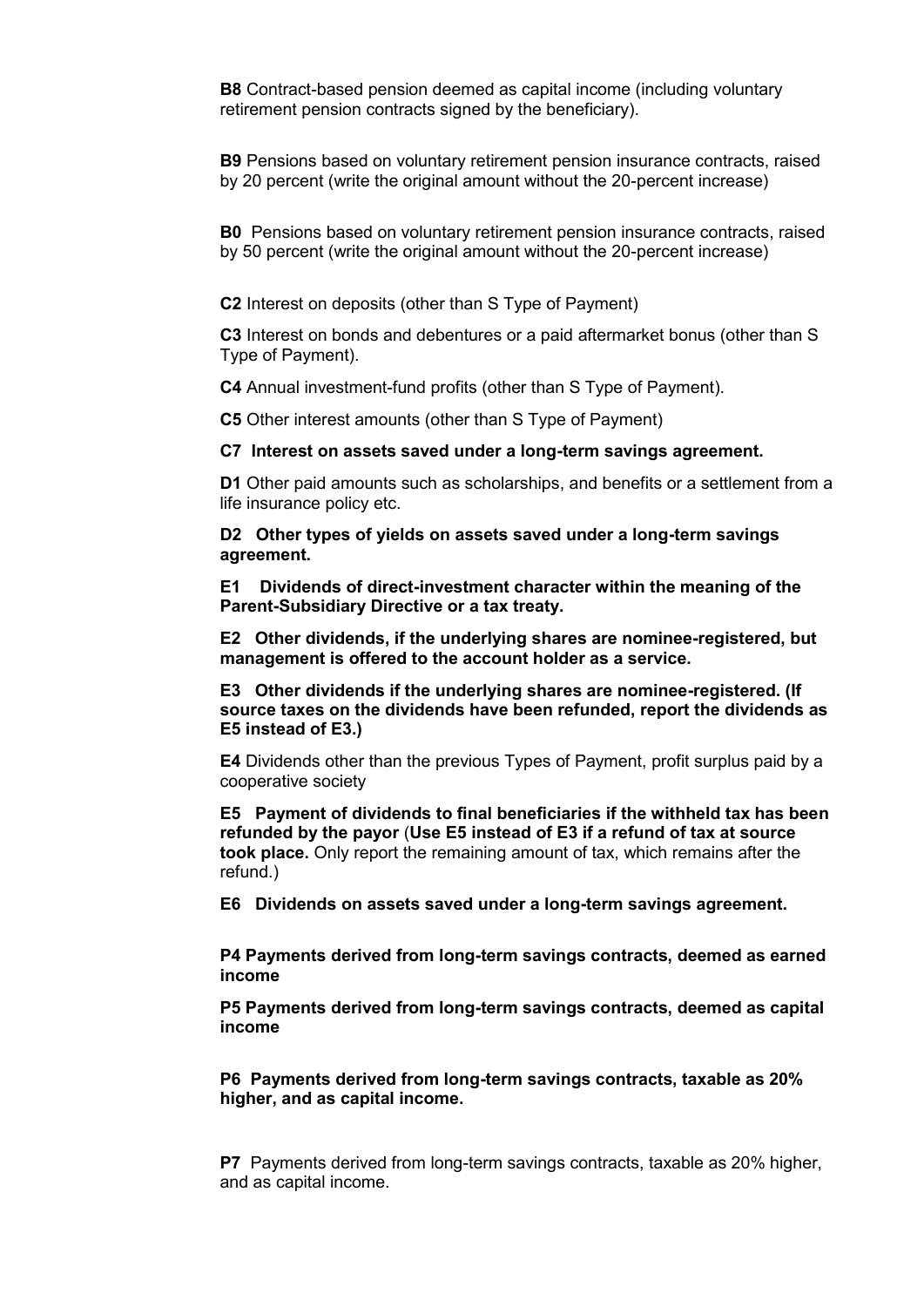**B8** Contract-based pension deemed as capital income (including voluntary retirement pension contracts signed by the beneficiary).

**B9** Pensions based on voluntary retirement pension insurance contracts, raised by 20 percent (write the original amount without the 20-percent increase)

**B0** Pensions based on voluntary retirement pension insurance contracts, raised by 50 percent (write the original amount without the 20-percent increase)

**C2** Interest on deposits (other than S Type of Payment)

**C3** Interest on bonds and debentures or a paid aftermarket bonus (other than S Type of Payment).

**C4** Annual investment-fund profits (other than S Type of Payment).

**C5** Other interest amounts (other than S Type of Payment)

**C7 Interest on assets saved under a long-term savings agreement.**

**D1** Other paid amounts such as scholarships, and benefits or a settlement from a life insurance policy etc.

**D2 Other types of yields on assets saved under a long-term savings agreement.**

**E1 Dividends of direct-investment character within the meaning of the Parent-Subsidiary Directive or a tax treaty.**

**E2 Other dividends, if the underlying shares are nominee-registered, but management is offered to the account holder as a service.**

**E3 Other dividends if the underlying shares are nominee-registered. (If source taxes on the dividends have been refunded, report the dividends as E5 instead of E3.)**

**E4** Dividends other than the previous Types of Payment, profit surplus paid by a cooperative society

**E5 Payment of dividends to final beneficiaries if the withheld tax has been refunded by the payor** (**Use E5 instead of E3 if a refund of tax at source took place.** Only report the remaining amount of tax, which remains after the refund.)

**E6 Dividends on assets saved under a long-term savings agreement.**

**P4 Payments derived from long-term savings contracts, deemed as earned income**

**P5 Payments derived from long-term savings contracts, deemed as capital income**

**P6 Payments derived from long-term savings contracts, taxable as 20% higher, and as capital income.**

**P7** Payments derived from long-term savings contracts, taxable as 20% higher, and as capital income.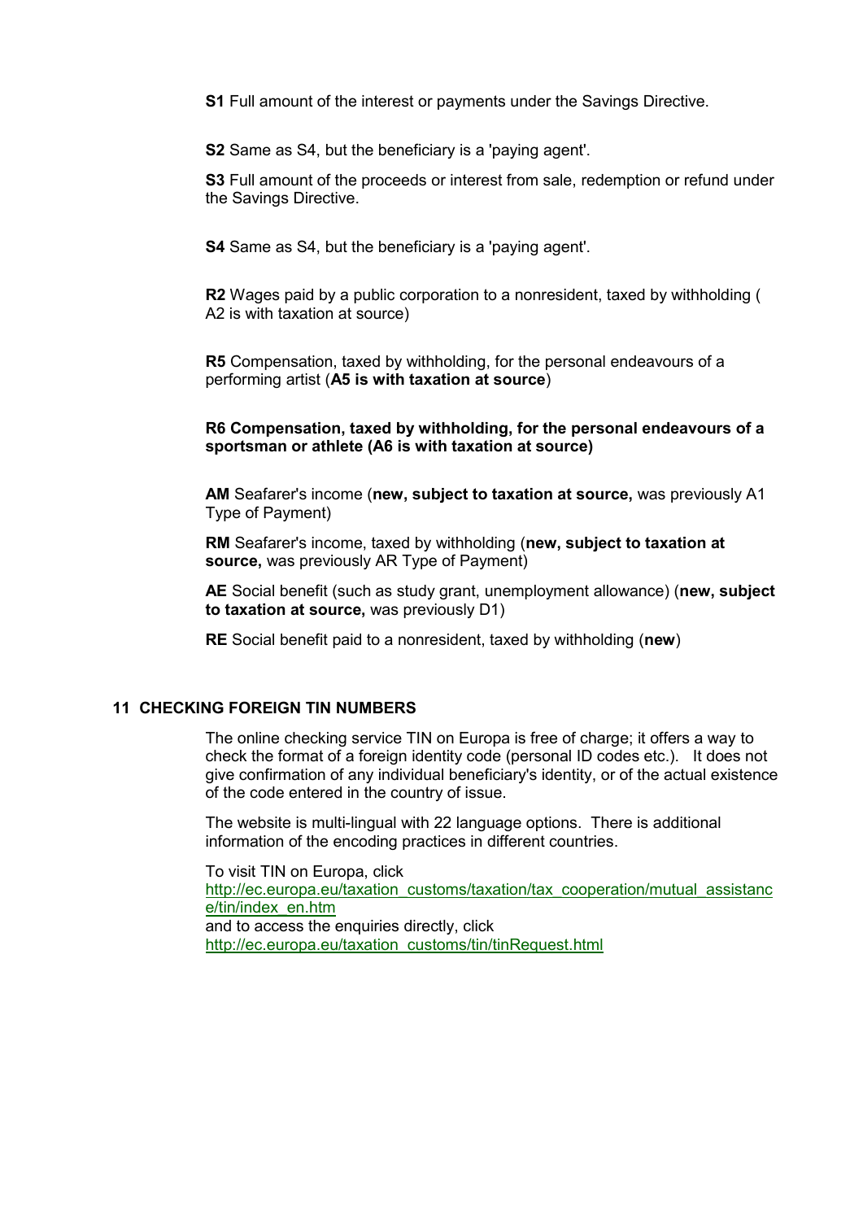**S1** Full amount of the interest or payments under the Savings Directive.

**S2** Same as S4, but the beneficiary is a 'paying agent'.

**S3** Full amount of the proceeds or interest from sale, redemption or refund under the Savings Directive.

**S4** Same as S4, but the beneficiary is a 'paying agent'.

**R2** Wages paid by a public corporation to a nonresident, taxed by withholding ( A2 is with taxation at source)

**R5** Compensation, taxed by withholding, for the personal endeavours of a performing artist (**A5 is with taxation at source**)

**R6 Compensation, taxed by withholding, for the personal endeavours of a sportsman or athlete (A6 is with taxation at source)**

**AM** Seafarer's income (**new, subject to taxation at source,** was previously A1 Type of Payment)

**RM** Seafarer's income, taxed by withholding (**new, subject to taxation at source,** was previously AR Type of Payment)

**AE** Social benefit (such as study grant, unemployment allowance) (**new, subject to taxation at source,** was previously D1)

**RE** Social benefit paid to a nonresident, taxed by withholding (**new**)

## 11 CHECKING FOREIGN TIN NUMBERS

The online checking service TIN on Europa is free of charge; it offers a way to check the format of a foreign identity code (personal ID codes etc.). It does not give confirmation of any individual beneficiary's identity, or of the actual existence of the code entered in the country of issue.

The website is multi-lingual with 22 language options. There is additional information of the encoding practices in different countries.

To visit TIN on Europa, click
http://ec.europa.eu/taxation_customs/taxation/tax_cooperation/mutual_assistance/tin/index_en.htm
and to access the enquiries directly, click
http://ec.europa.eu/taxation_customs/tin/tinRequest.html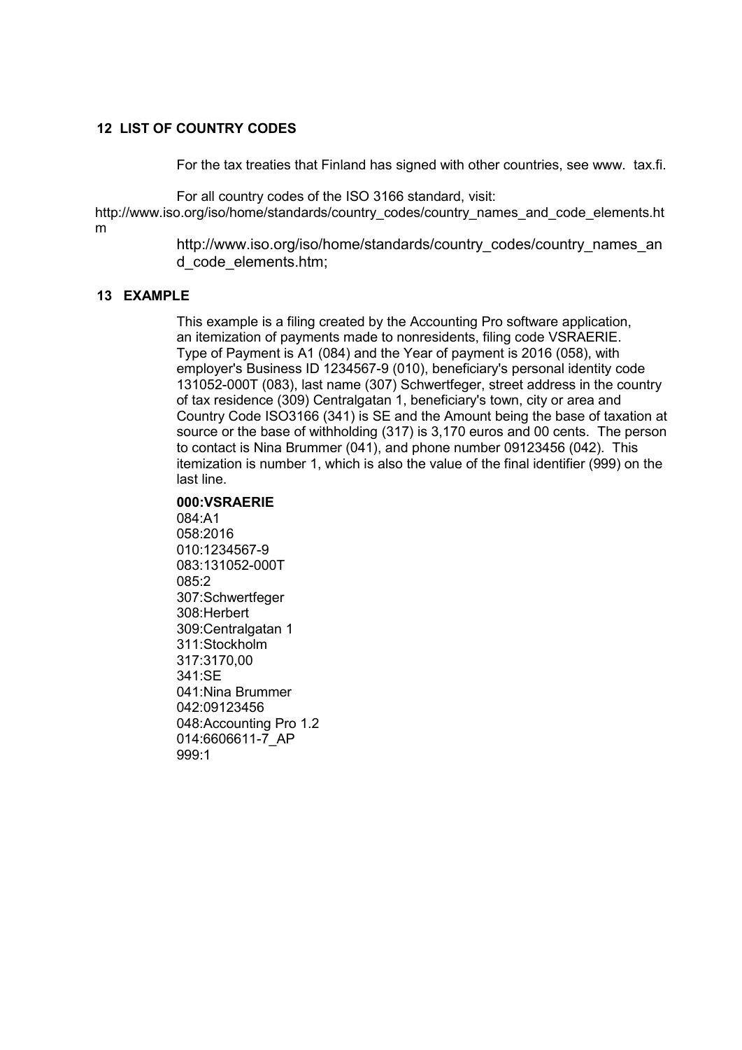## 12 LIST OF COUNTRY CODES

For the tax treaties that Finland has signed with other countries, see www. tax.fi.

For all country codes of the ISO 3166 standard, visit:
http://www.iso.org/iso/home/standards/country_codes/country_names_and_code_elements.htm

http://www.iso.org/iso/home/standards/country_codes/country_names_and_code_elements.htm;

## 13 EXAMPLE

This example is a filing created by the Accounting Pro software application, an itemization of payments made to nonresidents, filing code VSRAERIE. Type of Payment is A1 (084) and the Year of payment is 2016 (058), with employer's Business ID 1234567-9 (010), beneficiary's personal identity code 131052-000T (083), last name (307) Schwertfeger, street address in the country of tax residence (309) Centralgatan 1, beneficiary's town, city or area and Country Code ISO3166 (341) is SE and the Amount being the base of taxation at source or the base of withholding (317) is 3,170 euros and 00 cents. The person to contact is Nina Brummer (041), and phone number 09123456 (042). This itemization is number 1, which is also the value of the final identifier (999) on the last line.

**000:VSRAERIE**
084:A1
058:2016
010:1234567-9
083:131052-000T
085:2
307:Schwertfeger
308:Herbert
309:Centralgatan 1
311:Stockholm
317:3170,00
341:SE
041:Nina Brummer
042:09123456
048:Accounting Pro 1.2
014:6606611-7_AP
999:1